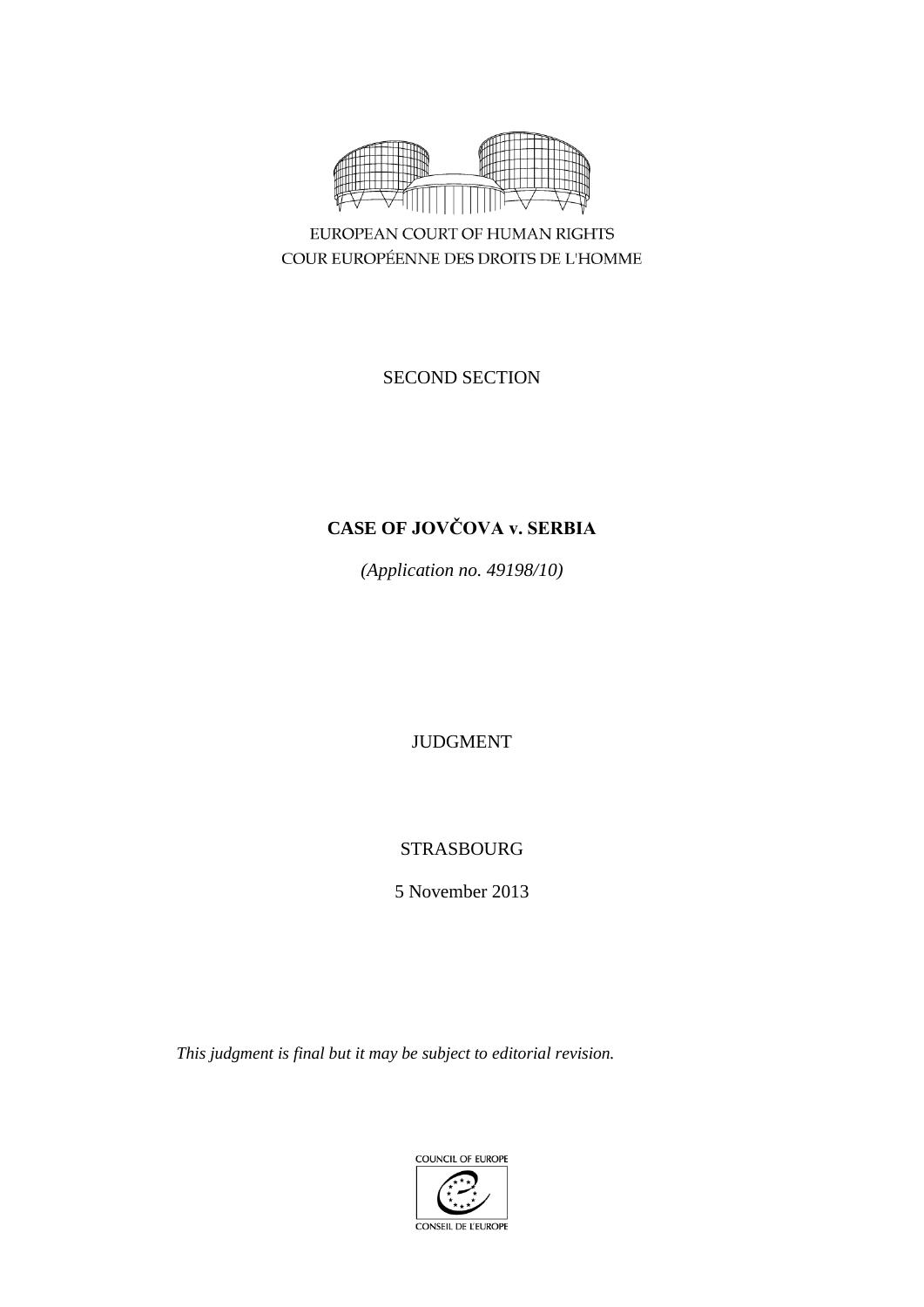EUROPEAN COURT OF HUMAN RIGHTS

COUR EUROPÉENNE DES DROITS DE L'HOMME

SECOND SECTION

# CASE OF JOVČOVA v. SERBIA

*(Application no. 49198/10)*

JUDGMENT

STRASBOURG

5 November 2013

*This judgment is final but it may be subject to editorial revision.*

COUNCIL OF EUROPE

CONSEIL DE L'EUROPE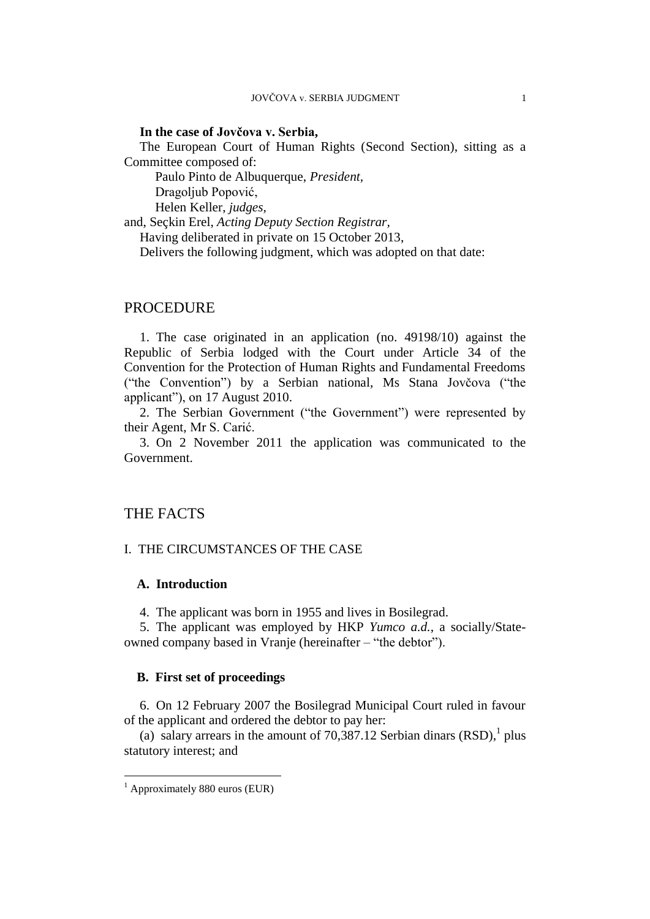**In the case of Jovčova v. Serbia,**

The European Court of Human Rights (Second Section), sitting as a Committee composed of:

Paulo Pinto de Albuquerque, *President*,
Dragoljub Popović,
Helen Keller, *judges*,
and, Seçkin Erel, *Acting Deputy Section Registrar*,

Having deliberated in private on 15 October 2013,

Delivers the following judgment, which was adopted on that date:

# PROCEDURE

1. The case originated in an application (no. 49198/10) against the Republic of Serbia lodged with the Court under Article 34 of the Convention for the Protection of Human Rights and Fundamental Freedoms ("the Convention") by a Serbian national, Ms Stana Jovčova ("the applicant"), on 17 August 2010.

2. The Serbian Government ("the Government") were represented by their Agent, Mr S. Carić.

3. On 2 November 2011 the application was communicated to the Government.

# THE FACTS

## I. THE CIRCUMSTANCES OF THE CASE

### A. Introduction

4. The applicant was born in 1955 and lives in Bosilegrad.

5. The applicant was employed by HKP *Yumco a.d.*, a socially/State-owned company based in Vranje (hereinafter – "the debtor").

### B. First set of proceedings

6. On 12 February 2007 the Bosilegrad Municipal Court ruled in favour of the applicant and ordered the debtor to pay her:

(a) salary arrears in the amount of 70,387.12 Serbian dinars (RSD),[1] plus statutory interest; and

[1] Approximately 880 euros (EUR)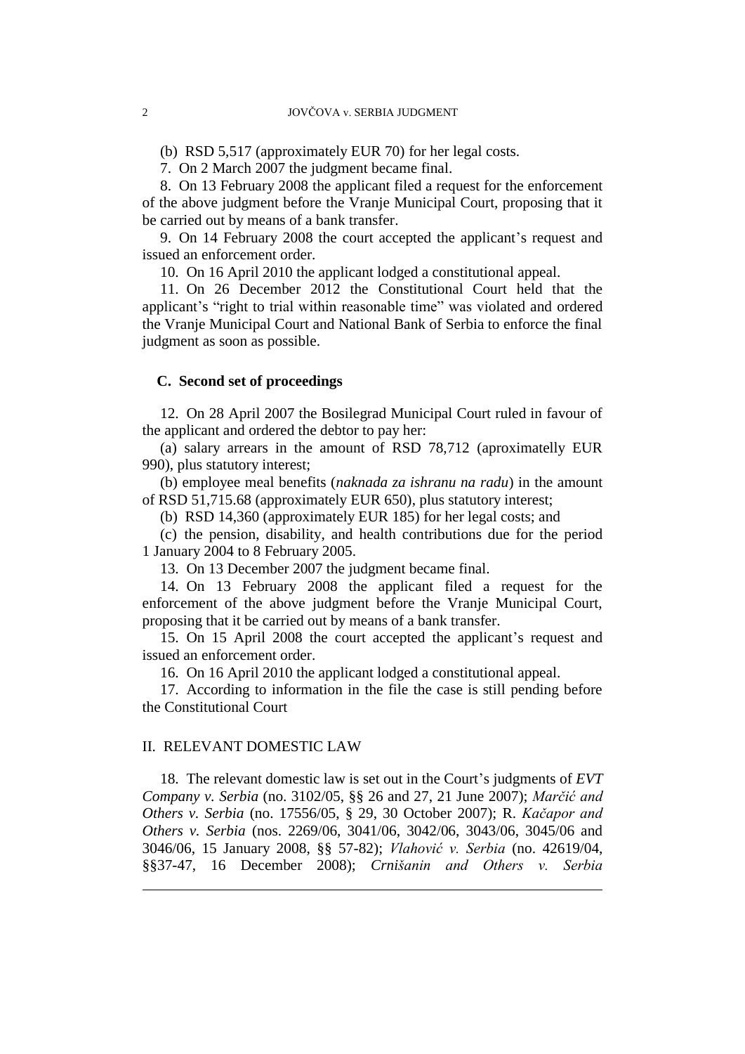(b) RSD 5,517 (approximately EUR 70) for her legal costs.

7. On 2 March 2007 the judgment became final.

8. On 13 February 2008 the applicant filed a request for the enforcement of the above judgment before the Vranje Municipal Court, proposing that it be carried out by means of a bank transfer.

9. On 14 February 2008 the court accepted the applicant's request and issued an enforcement order.

10. On 16 April 2010 the applicant lodged a constitutional appeal.

11. On 26 December 2012 the Constitutional Court held that the applicant's "right to trial within reasonable time" was violated and ordered the Vranje Municipal Court and National Bank of Serbia to enforce the final judgment as soon as possible.

### C. Second set of proceedings

12. On 28 April 2007 the Bosilegrad Municipal Court ruled in favour of the applicant and ordered the debtor to pay her:

(a) salary arrears in the amount of RSD 78,712 (aproximatelly EUR 990), plus statutory interest;

(b) employee meal benefits (*naknada za ishranu na radu*) in the amount of RSD 51,715.68 (approximately EUR 650), plus statutory interest;

(b) RSD 14,360 (approximately EUR 185) for her legal costs; and

(c) the pension, disability, and health contributions due for the period 1 January 2004 to 8 February 2005.

13. On 13 December 2007 the judgment became final.

14. On 13 February 2008 the applicant filed a request for the enforcement of the above judgment before the Vranje Municipal Court, proposing that it be carried out by means of a bank transfer.

15. On 15 April 2008 the court accepted the applicant's request and issued an enforcement order.

16. On 16 April 2010 the applicant lodged a constitutional appeal.

17. According to information in the file the case is still pending before the Constitutional Court

## II. RELEVANT DOMESTIC LAW

18. The relevant domestic law is set out in the Court's judgments of *EVT Company v. Serbia* (no. 3102/05, §§ 26 and 27, 21 June 2007); *Marčić and Others v. Serbia* (no. 17556/05, § 29, 30 October 2007); R. *Kačapor and Others v. Serbia* (nos. 2269/06, 3041/06, 3042/06, 3043/06, 3045/06 and 3046/06, 15 January 2008, §§ 57-82); *Vlahović v. Serbia* (no. 42619/04, §§37-47, 16 December 2008); *Crnišanin and Others v. Serbia*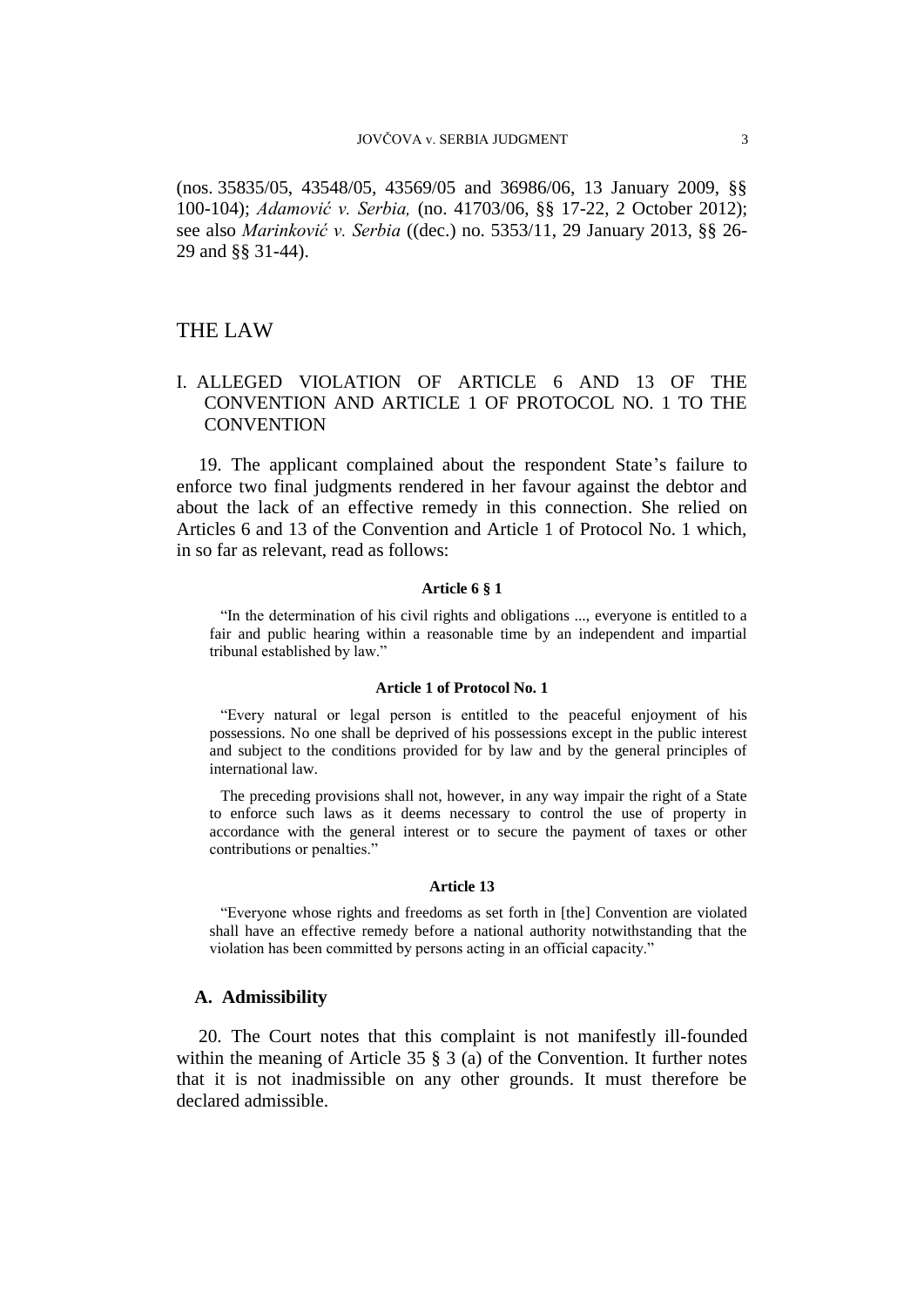(nos. 35835/05, 43548/05, 43569/05 and 36986/06, 13 January 2009, §§ 100-104); *Adamović v. Serbia,* (no. 41703/06, §§ 17-22, 2 October 2012); see also *Marinković v. Serbia* ((dec.) no. 5353/11, 29 January 2013, §§ 26-29 and §§ 31-44).

# THE LAW

## I. ALLEGED VIOLATION OF ARTICLE 6 AND 13 OF THE CONVENTION AND ARTICLE 1 OF PROTOCOL NO. 1 TO THE CONVENTION

19. The applicant complained about the respondent State's failure to enforce two final judgments rendered in her favour against the debtor and about the lack of an effective remedy in this connection. She relied on Articles 6 and 13 of the Convention and Article 1 of Protocol No. 1 which, in so far as relevant, read as follows:

**Article 6 § 1**

"In the determination of his civil rights and obligations ..., everyone is entitled to a fair and public hearing within a reasonable time by an independent and impartial tribunal established by law."

**Article 1 of Protocol No. 1**

"Every natural or legal person is entitled to the peaceful enjoyment of his possessions. No one shall be deprived of his possessions except in the public interest and subject to the conditions provided for by law and by the general principles of international law.

The preceding provisions shall not, however, in any way impair the right of a State to enforce such laws as it deems necessary to control the use of property in accordance with the general interest or to secure the payment of taxes or other contributions or penalties."

**Article 13**

"Everyone whose rights and freedoms as set forth in [the] Convention are violated shall have an effective remedy before a national authority notwithstanding that the violation has been committed by persons acting in an official capacity."

### A. Admissibility

20. The Court notes that this complaint is not manifestly ill-founded within the meaning of Article 35 § 3 (a) of the Convention. It further notes that it is not inadmissible on any other grounds. It must therefore be declared admissible.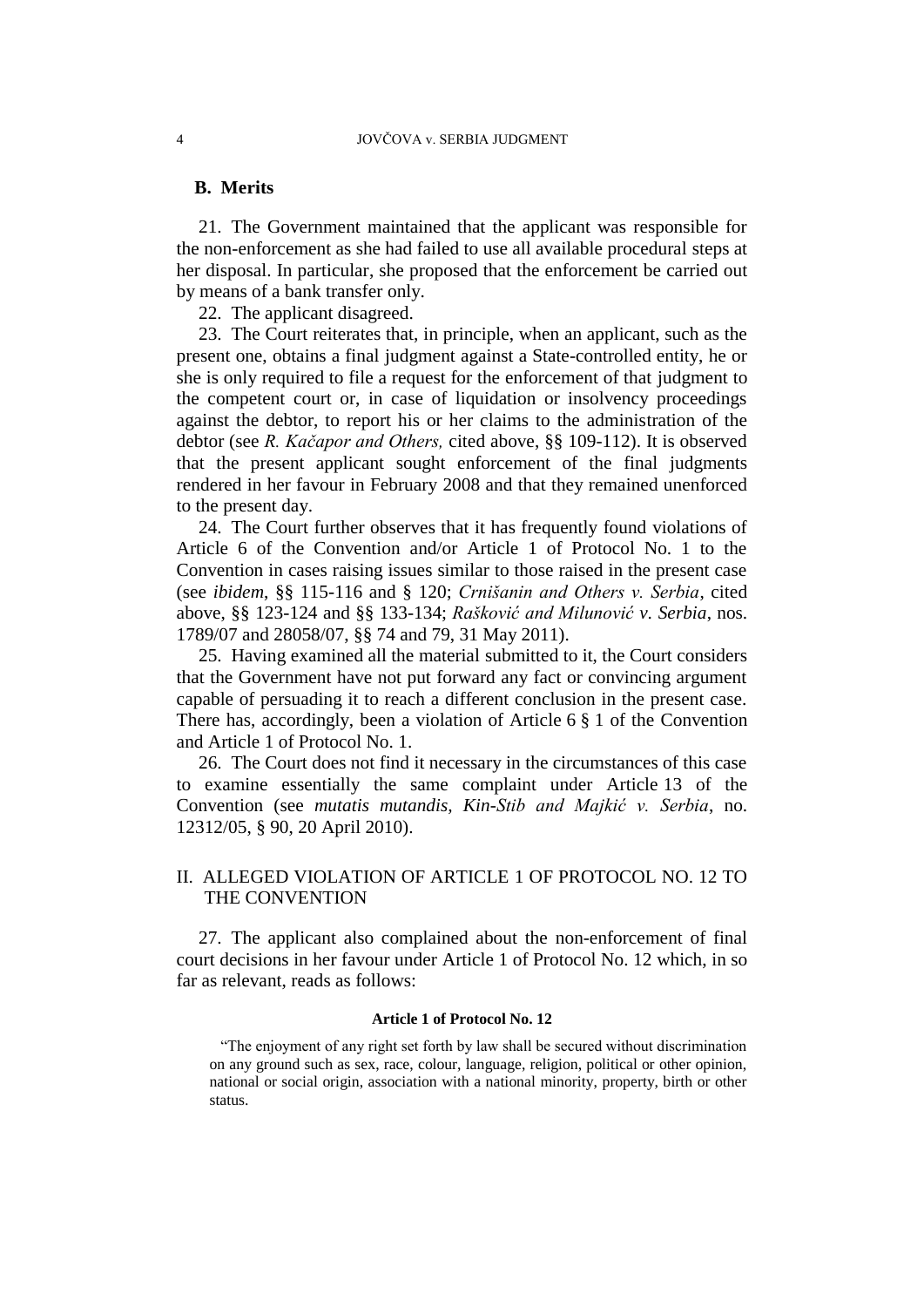## B. Merits

21. The Government maintained that the applicant was responsible for the non-enforcement as she had failed to use all available procedural steps at her disposal. In particular, she proposed that the enforcement be carried out by means of a bank transfer only.

22. The applicant disagreed.

23. The Court reiterates that, in principle, when an applicant, such as the present one, obtains a final judgment against a State-controlled entity, he or she is only required to file a request for the enforcement of that judgment to the competent court or, in case of liquidation or insolvency proceedings against the debtor, to report his or her claims to the administration of the debtor (see *R. Kačapor and Others,* cited above, §§ 109-112). It is observed that the present applicant sought enforcement of the final judgments rendered in her favour in February 2008 and that they remained unenforced to the present day.

24. The Court further observes that it has frequently found violations of Article 6 of the Convention and/or Article 1 of Protocol No. 1 to the Convention in cases raising issues similar to those raised in the present case (see *ibidem*, §§ 115-116 and § 120; *Crnišanin and Others v. Serbia*, cited above, §§ 123-124 and §§ 133-134; *Rašković and Milunović v. Serbia*, nos. 1789/07 and 28058/07, §§ 74 and 79, 31 May 2011).

25. Having examined all the material submitted to it, the Court considers that the Government have not put forward any fact or convincing argument capable of persuading it to reach a different conclusion in the present case. There has, accordingly, been a violation of Article 6 § 1 of the Convention and Article 1 of Protocol No. 1.

26. The Court does not find it necessary in the circumstances of this case to examine essentially the same complaint under Article 13 of the Convention (see *mutatis mutandis*, *Kin-Stib and Majkić v. Serbia*, no. 12312/05, § 90, 20 April 2010).

# II. ALLEGED VIOLATION OF ARTICLE 1 OF PROTOCOL NO. 12 TO THE CONVENTION

27. The applicant also complained about the non-enforcement of final court decisions in her favour under Article 1 of Protocol No. 12 which, in so far as relevant, reads as follows:

**Article 1 of Protocol No. 12**

"The enjoyment of any right set forth by law shall be secured without discrimination on any ground such as sex, race, colour, language, religion, political or other opinion, national or social origin, association with a national minority, property, birth or other status.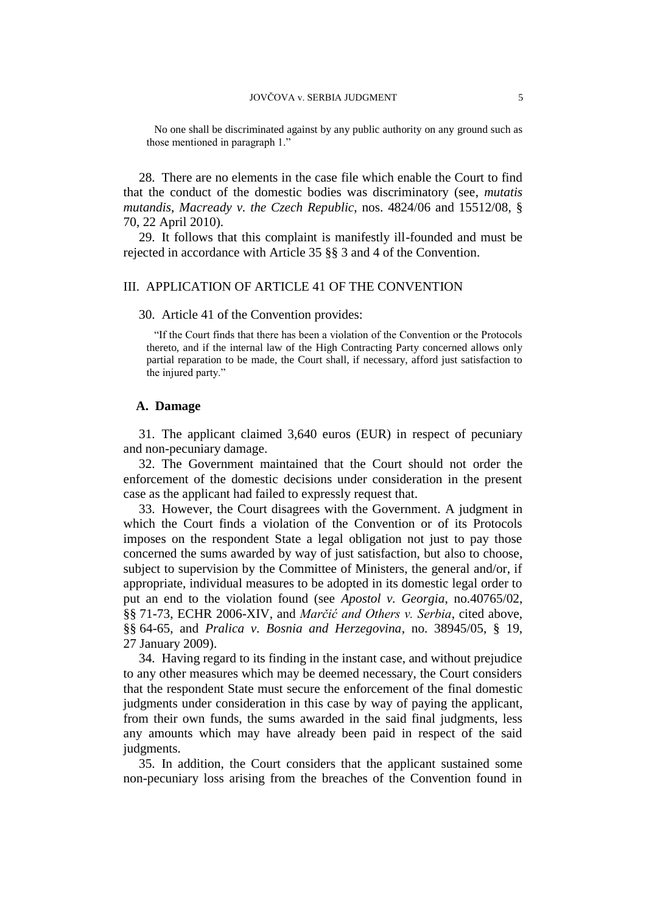No one shall be discriminated against by any public authority on any ground such as those mentioned in paragraph 1."

28. There are no elements in the case file which enable the Court to find that the conduct of the domestic bodies was discriminatory (see, *mutatis mutandis*, *Macready v. the Czech Republic*, nos. 4824/06 and 15512/08, § 70, 22 April 2010).

29. It follows that this complaint is manifestly ill-founded and must be rejected in accordance with Article 35 §§ 3 and 4 of the Convention.

## III. APPLICATION OF ARTICLE 41 OF THE CONVENTION

30. Article 41 of the Convention provides:

"If the Court finds that there has been a violation of the Convention or the Protocols thereto, and if the internal law of the High Contracting Party concerned allows only partial reparation to be made, the Court shall, if necessary, afford just satisfaction to the injured party."

### A. Damage

31. The applicant claimed 3,640 euros (EUR) in respect of pecuniary and non-pecuniary damage.

32. The Government maintained that the Court should not order the enforcement of the domestic decisions under consideration in the present case as the applicant had failed to expressly request that.

33. However, the Court disagrees with the Government. A judgment in which the Court finds a violation of the Convention or of its Protocols imposes on the respondent State a legal obligation not just to pay those concerned the sums awarded by way of just satisfaction, but also to choose, subject to supervision by the Committee of Ministers, the general and/or, if appropriate, individual measures to be adopted in its domestic legal order to put an end to the violation found (see *Apostol v. Georgia*, no.40765/02, §§ 71-73, ECHR 2006-XIV, and *Marčić and Others v. Serbia*, cited above, §§ 64-65, and *Pralica v. Bosnia and Herzegovina*, no. 38945/05, § 19, 27 January 2009).

34. Having regard to its finding in the instant case, and without prejudice to any other measures which may be deemed necessary, the Court considers that the respondent State must secure the enforcement of the final domestic judgments under consideration in this case by way of paying the applicant, from their own funds, the sums awarded in the said final judgments, less any amounts which may have already been paid in respect of the said judgments.

35. In addition, the Court considers that the applicant sustained some non-pecuniary loss arising from the breaches of the Convention found in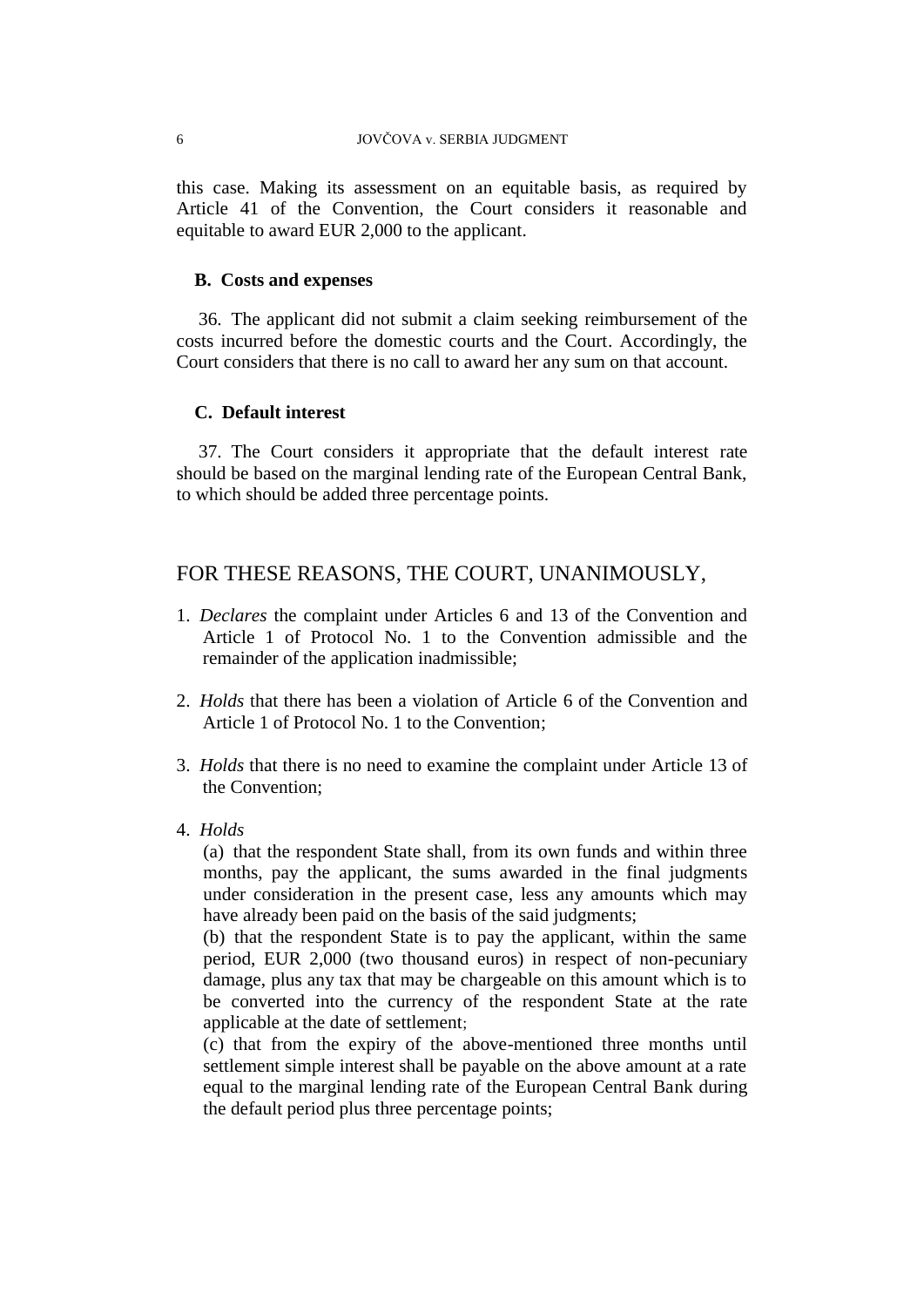this case. Making its assessment on an equitable basis, as required by Article 41 of the Convention, the Court considers it reasonable and equitable to award EUR 2,000 to the applicant.

### B. Costs and expenses

36. The applicant did not submit a claim seeking reimbursement of the costs incurred before the domestic courts and the Court. Accordingly, the Court considers that there is no call to award her any sum on that account.

### C. Default interest

37. The Court considers it appropriate that the default interest rate should be based on the marginal lending rate of the European Central Bank, to which should be added three percentage points.

## FOR THESE REASONS, THE COURT, UNANIMOUSLY,

1. *Declares* the complaint under Articles 6 and 13 of the Convention and Article 1 of Protocol No. 1 to the Convention admissible and the remainder of the application inadmissible;

2. *Holds* that there has been a violation of Article 6 of the Convention and Article 1 of Protocol No. 1 to the Convention;

3. *Holds* that there is no need to examine the complaint under Article 13 of the Convention;

4. *Holds*

   (a) that the respondent State shall, from its own funds and within three months, pay the applicant, the sums awarded in the final judgments under consideration in the present case, less any amounts which may have already been paid on the basis of the said judgments;

   (b) that the respondent State is to pay the applicant, within the same period, EUR 2,000 (two thousand euros) in respect of non-pecuniary damage, plus any tax that may be chargeable on this amount which is to be converted into the currency of the respondent State at the rate applicable at the date of settlement;

   (c) that from the expiry of the above-mentioned three months until settlement simple interest shall be payable on the above amount at a rate equal to the marginal lending rate of the European Central Bank during the default period plus three percentage points;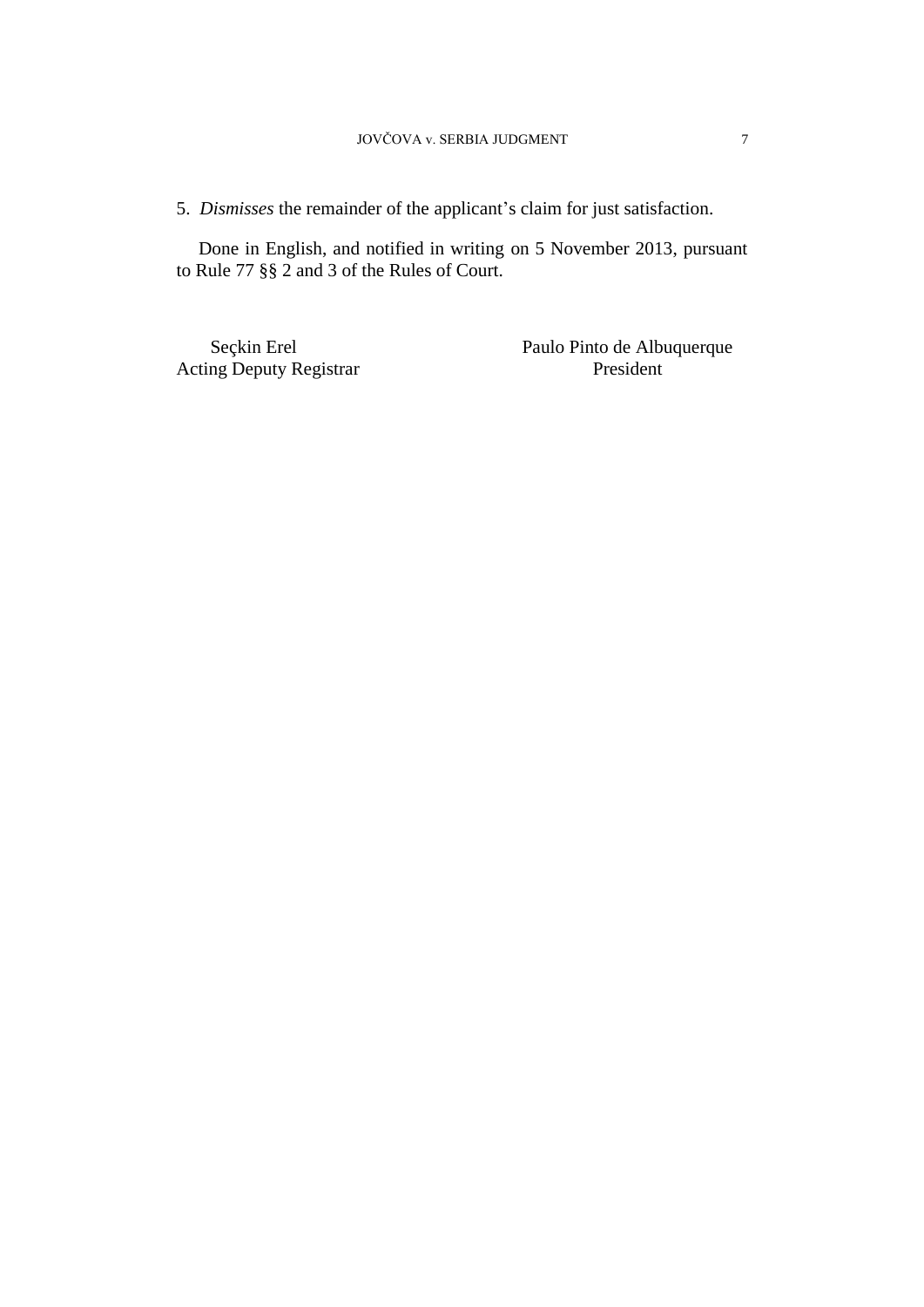5. *Dismisses* the remainder of the applicant's claim for just satisfaction.

Done in English, and notified in writing on 5 November 2013, pursuant to Rule 77 §§ 2 and 3 of the Rules of Court.

| | |
|---|---|
| Seçkin Erel<br>Acting Deputy Registrar | Paulo Pinto de Albuquerque<br>President |